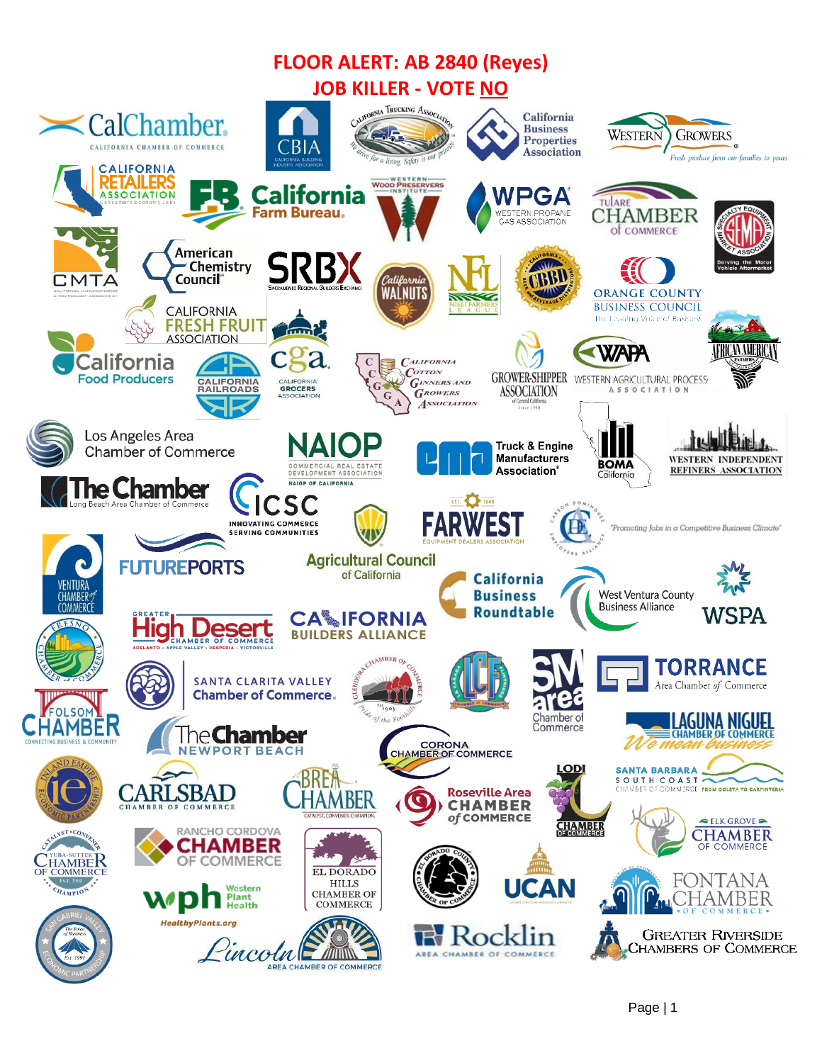# FLOOR ALERT: AB 2840 (Reyes)

## JOB KILLER - VOTE NO

CalChamber – California Chamber of Commerce

CBIA – California Building Industry Association

California Trucking Association

California Business Properties Association

Western Growers

California Retailers Association

California Farm Bureau

Western Wood Preservers Institute

WPGA – Western Propane Gas Association

Tulare Chamber of Commerce

SEMA – Specialty Equipment Market Association

CMTA – California Manufacturers & Technology Association

American Chemistry Council

SRBX – Sacramento Regional Builders Exchange

California Walnuts

Nisei Farmers League

CBBD – California Beer and Beverage Distributors

Orange County Business Council

California Fresh Fruit Association

California Food Producers

California Railroads

CGA – California Grocers Association

California Cotton Ginners and Growers Association

Grower-Shipper Association of Central California

WAPA – Western Agricultural Processors Association

African American Farmers

Los Angeles Area Chamber of Commerce

NAIOP – Commercial Real Estate Development Association, NAIOP of California

EMA – Truck & Engine Manufacturers Association

BOMA California

Western Independent Refiners Association

The Chamber – Long Beach Area Chamber of Commerce

ICSC – Innovating Commerce Serving Communities

Agricultural Council of California

FarWest Equipment Dealers Association

Carson Dominguez Employers Alliance – "Promoting Jobs in a Competitive Business Climate"

Ventura Chamber of Commerce

FuturePorts

California Business Roundtable

West Ventura County Business Alliance

WSPA

Fresno Chamber of Commerce

Greater High Desert Chamber of Commerce

California Builders Alliance

Santa Clarita Valley Chamber of Commerce

Glendora Chamber of Commerce

LCF Chamber of Commerce

SM Area Chamber of Commerce

Torrance Area Chamber of Commerce

Folsom Chamber

The Chamber Newport Beach

Corona Chamber of Commerce

Laguna Niguel Chamber of Commerce

Inland Empire Economic Partnership

Carlsbad Chamber of Commerce

Brea Chamber

Roseville Area Chamber of Commerce

Lodi Chamber of Commerce

Santa Barbara South Coast Chamber of Commerce

Elk Grove Chamber of Commerce

Yuba-Sutter Chamber of Commerce

Rancho Cordova Chamber of Commerce

El Dorado Hills Chamber of Commerce

El Dorado County Chamber of Commerce

UCAN

Fontana Chamber of Commerce

Western Plant Health

San Gabriel Valley Economic Partnership

Lincoln Area Chamber of Commerce

Rocklin Area Chamber of Commerce

Greater Riverside Chambers of Commerce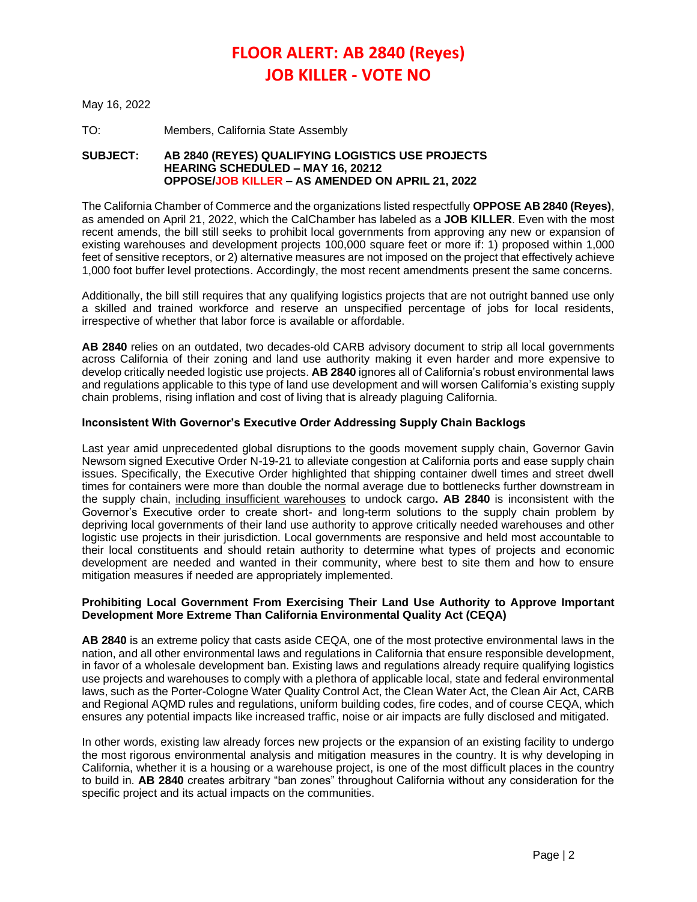# FLOOR ALERT: AB 2840 (Reyes)
# JOB KILLER - VOTE NO

May 16, 2022

TO: Members, California State Assembly

**SUBJECT: AB 2840 (REYES) QUALIFYING LOGISTICS USE PROJECTS**
**HEARING SCHEDULED – MAY 16, 20212**
**OPPOSE/JOB KILLER – AS AMENDED ON APRIL 21, 2022**

The California Chamber of Commerce and the organizations listed respectfully **OPPOSE AB 2840 (Reyes)**, as amended on April 21, 2022, which the CalChamber has labeled as a **JOB KILLER**. Even with the most recent amends, the bill still seeks to prohibit local governments from approving any new or expansion of existing warehouses and development projects 100,000 square feet or more if: 1) proposed within 1,000 feet of sensitive receptors, or 2) alternative measures are not imposed on the project that effectively achieve 1,000 foot buffer level protections. Accordingly, the most recent amendments present the same concerns.

Additionally, the bill still requires that any qualifying logistics projects that are not outright banned use only a skilled and trained workforce and reserve an unspecified percentage of jobs for local residents, irrespective of whether that labor force is available or affordable.

**AB 2840** relies on an outdated, two decades-old CARB advisory document to strip all local governments across California of their zoning and land use authority making it even harder and more expensive to develop critically needed logistic use projects. **AB 2840** ignores all of California's robust environmental laws and regulations applicable to this type of land use development and will worsen California's existing supply chain problems, rising inflation and cost of living that is already plaguing California.

**Inconsistent With Governor's Executive Order Addressing Supply Chain Backlogs**

Last year amid unprecedented global disruptions to the goods movement supply chain, Governor Gavin Newsom signed Executive Order N-19-21 to alleviate congestion at California ports and ease supply chain issues. Specifically, the Executive Order highlighted that shipping container dwell times and street dwell times for containers were more than double the normal average due to bottlenecks further downstream in the supply chain, <u>including insufficient warehouses</u> to undock cargo**.** **AB 2840** is inconsistent with the Governor's Executive order to create short- and long-term solutions to the supply chain problem by depriving local governments of their land use authority to approve critically needed warehouses and other logistic use projects in their jurisdiction. Local governments are responsive and held most accountable to their local constituents and should retain authority to determine what types of projects and economic development are needed and wanted in their community, where best to site them and how to ensure mitigation measures if needed are appropriately implemented.

**Prohibiting Local Government From Exercising Their Land Use Authority to Approve Important Development More Extreme Than California Environmental Quality Act (CEQA)**

**AB 2840** is an extreme policy that casts aside CEQA, one of the most protective environmental laws in the nation, and all other environmental laws and regulations in California that ensure responsible development, in favor of a wholesale development ban. Existing laws and regulations already require qualifying logistics use projects and warehouses to comply with a plethora of applicable local, state and federal environmental laws, such as the Porter-Cologne Water Quality Control Act, the Clean Water Act, the Clean Air Act, CARB and Regional AQMD rules and regulations, uniform building codes, fire codes, and of course CEQA, which ensures any potential impacts like increased traffic, noise or air impacts are fully disclosed and mitigated.

In other words, existing law already forces new projects or the expansion of an existing facility to undergo the most rigorous environmental analysis and mitigation measures in the country. It is why developing in California, whether it is a housing or a warehouse project, is one of the most difficult places in the country to build in. **AB 2840** creates arbitrary "ban zones" throughout California without any consideration for the specific project and its actual impacts on the communities.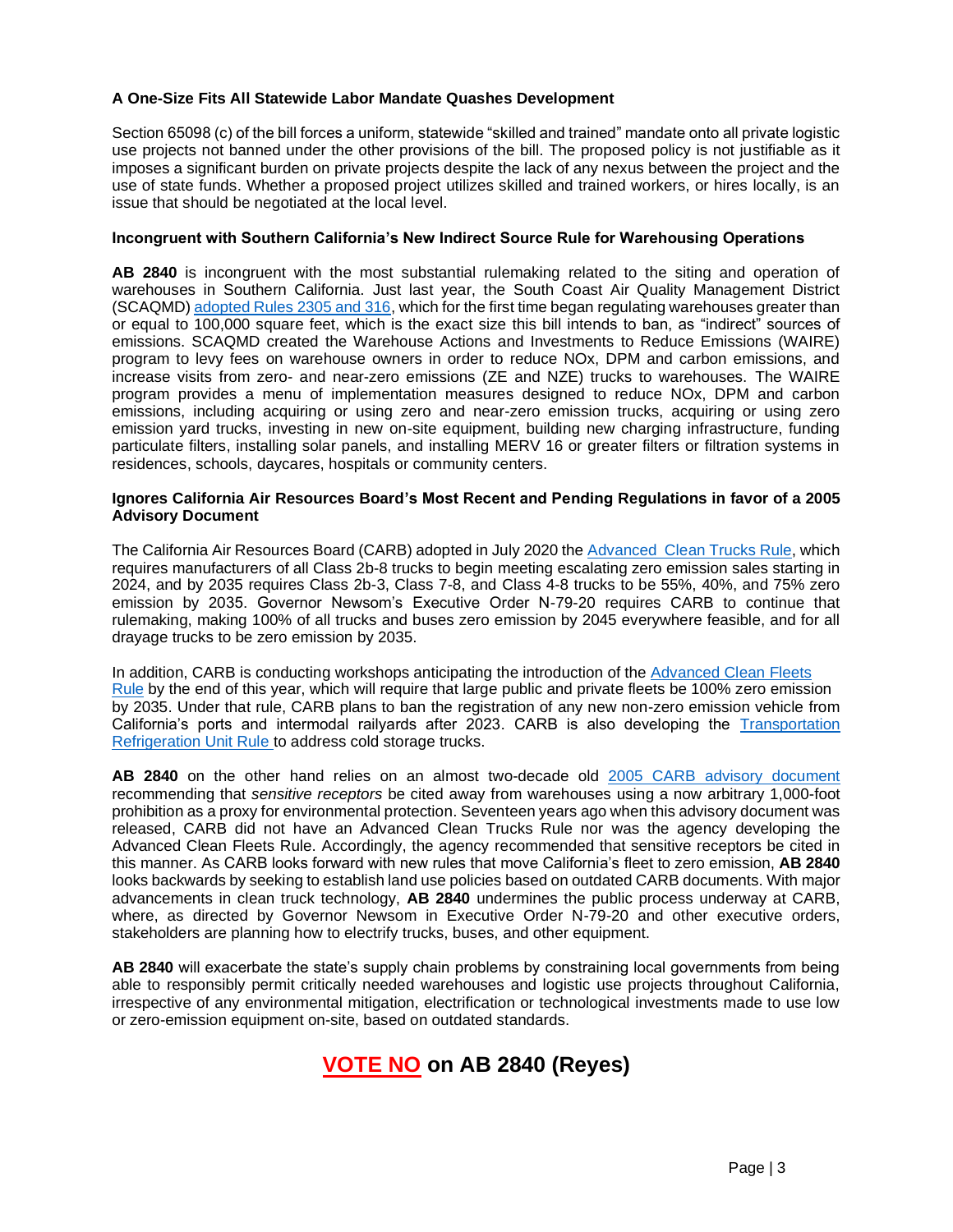**A One-Size Fits All Statewide Labor Mandate Quashes Development**

Section 65098 (c) of the bill forces a uniform, statewide "skilled and trained" mandate onto all private logistic use projects not banned under the other provisions of the bill. The proposed policy is not justifiable as it imposes a significant burden on private projects despite the lack of any nexus between the project and the use of state funds. Whether a proposed project utilizes skilled and trained workers, or hires locally, is an issue that should be negotiated at the local level.

**Incongruent with Southern California's New Indirect Source Rule for Warehousing Operations**

**AB 2840** is incongruent with the most substantial rulemaking related to the siting and operation of warehouses in Southern California. Just last year, the South Coast Air Quality Management District (SCAQMD) adopted Rules 2305 and 316, which for the first time began regulating warehouses greater than or equal to 100,000 square feet, which is the exact size this bill intends to ban, as "indirect" sources of emissions. SCAQMD created the Warehouse Actions and Investments to Reduce Emissions (WAIRE) program to levy fees on warehouse owners in order to reduce NOx, DPM and carbon emissions, and increase visits from zero- and near-zero emissions (ZE and NZE) trucks to warehouses. The WAIRE program provides a menu of implementation measures designed to reduce NOx, DPM and carbon emissions, including acquiring or using zero and near-zero emission trucks, acquiring or using zero emission yard trucks, investing in new on-site equipment, building new charging infrastructure, funding particulate filters, installing solar panels, and installing MERV 16 or greater filters or filtration systems in residences, schools, daycares, hospitals or community centers.

**Ignores California Air Resources Board's Most Recent and Pending Regulations in favor of a 2005 Advisory Document**

The California Air Resources Board (CARB) adopted in July 2020 the Advanced Clean Trucks Rule, which requires manufacturers of all Class 2b-8 trucks to begin meeting escalating zero emission sales starting in 2024, and by 2035 requires Class 2b-3, Class 7-8, and Class 4-8 trucks to be 55%, 40%, and 75% zero emission by 2035. Governor Newsom's Executive Order N-79-20 requires CARB to continue that rulemaking, making 100% of all trucks and buses zero emission by 2045 everywhere feasible, and for all drayage trucks to be zero emission by 2035.

In addition, CARB is conducting workshops anticipating the introduction of the Advanced Clean Fleets Rule by the end of this year, which will require that large public and private fleets be 100% zero emission by 2035. Under that rule, CARB plans to ban the registration of any new non-zero emission vehicle from California's ports and intermodal railyards after 2023. CARB is also developing the Transportation Refrigeration Unit Rule to address cold storage trucks.

**AB 2840** on the other hand relies on an almost two-decade old 2005 CARB advisory document recommending that *sensitive receptors* be cited away from warehouses using a now arbitrary 1,000-foot prohibition as a proxy for environmental protection. Seventeen years ago when this advisory document was released, CARB did not have an Advanced Clean Trucks Rule nor was the agency developing the Advanced Clean Fleets Rule. Accordingly, the agency recommended that sensitive receptors be cited in this manner. As CARB looks forward with new rules that move California's fleet to zero emission, **AB 2840** looks backwards by seeking to establish land use policies based on outdated CARB documents. With major advancements in clean truck technology, **AB 2840** undermines the public process underway at CARB, where, as directed by Governor Newsom in Executive Order N-79-20 and other executive orders, stakeholders are planning how to electrify trucks, buses, and other equipment.

**AB 2840** will exacerbate the state's supply chain problems by constraining local governments from being able to responsibly permit critically needed warehouses and logistic use projects throughout California, irrespective of any environmental mitigation, electrification or technological investments made to use low or zero-emission equipment on-site, based on outdated standards.

## VOTE NO on AB 2840 (Reyes)